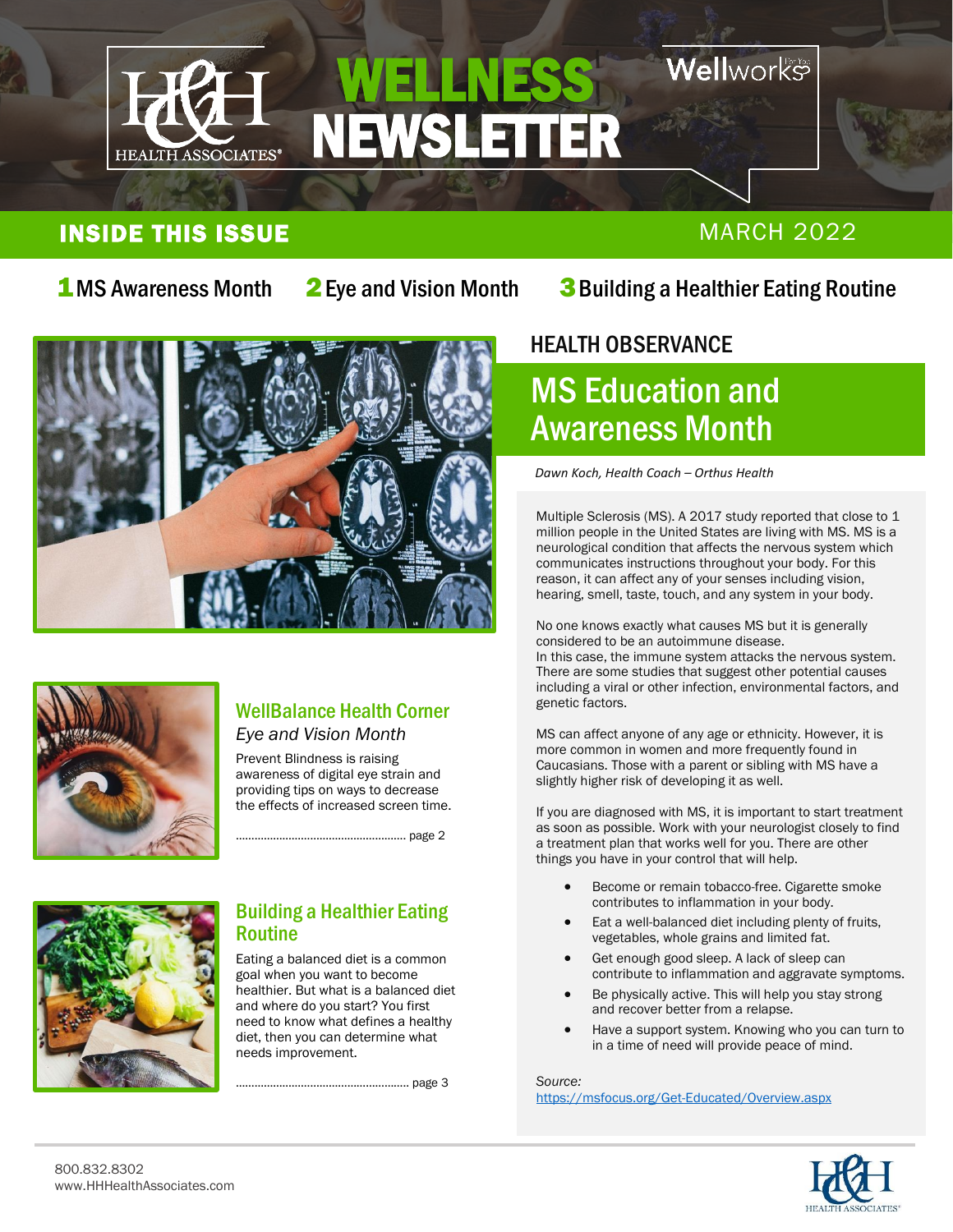# WELLNESS NEWSLETTER

HEALTH ASSOCIATES®

Wellworks For You

## INSIDE THIS ISSUE

MARCH 2022

**1** MS Awareness Month **2** Eye and Vision Month **3** Building a Healthier Eating Routine

### WellBalance Health Corner

*Eye and Vision Month*

Prevent Blindness is raising awareness of digital eye strain and providing tips on ways to decrease the effects of increased screen time.

....................................................... page 2

### Building a Healthier Eating Routine

Eating a balanced diet is a common goal when you want to become healthier. But what is a balanced diet and where do you start? You first need to know what defines a healthy diet, then you can determine what needs improvement.

....................................................... page 3

HEALTH OBSERVANCE

## MS Education and Awareness Month

*Dawn Koch, Health Coach – Orthus Health*

Multiple Sclerosis (MS). A 2017 study reported that close to 1 million people in the United States are living with MS. MS is a neurological condition that affects the nervous system which communicates instructions throughout your body. For this reason, it can affect any of your senses including vision, hearing, smell, taste, touch, and any system in your body.

No one knows exactly what causes MS but it is generally considered to be an autoimmune disease.
In this case, the immune system attacks the nervous system. There are some studies that suggest other potential causes including a viral or other infection, environmental factors, and genetic factors.

MS can affect anyone of any age or ethnicity. However, it is more common in women and more frequently found in Caucasians. Those with a parent or sibling with MS have a slightly higher risk of developing it as well.

If you are diagnosed with MS, it is important to start treatment as soon as possible. Work with your neurologist closely to find a treatment plan that works well for you. There are other things you have in your control that will help.

- Become or remain tobacco-free. Cigarette smoke contributes to inflammation in your body.
- Eat a well-balanced diet including plenty of fruits, vegetables, whole grains and limited fat.
- Get enough good sleep. A lack of sleep can contribute to inflammation and aggravate symptoms.
- Be physically active. This will help you stay strong and recover better from a relapse.
- Have a support system. Knowing who you can turn to in a time of need will provide peace of mind.

*Source:*
https://msfocus.org/Get-Educated/Overview.aspx

800.832.8302
www.HHHealthAssociates.com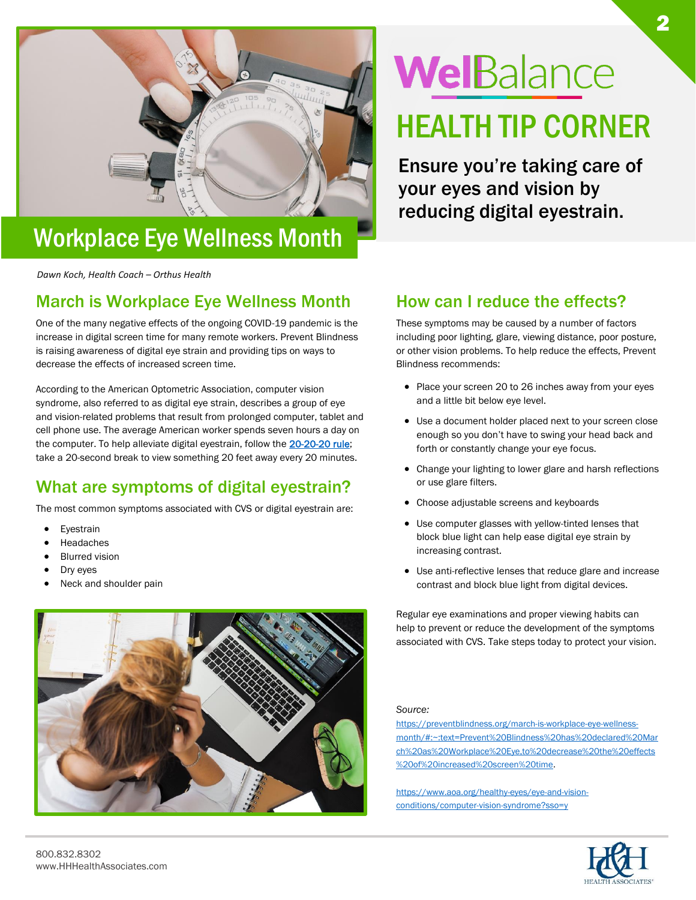# WellBalance

## HEALTH TIP CORNER

**Ensure you're taking care of your eyes and vision by reducing digital eyestrain.**

# Workplace Eye Wellness Month

*Dawn Koch, Health Coach – Orthus Health*

## March is Workplace Eye Wellness Month

One of the many negative effects of the ongoing COVID-19 pandemic is the increase in digital screen time for many remote workers. Prevent Blindness is raising awareness of digital eye strain and providing tips on ways to decrease the effects of increased screen time.

According to the American Optometric Association, computer vision syndrome, also referred to as digital eye strain, describes a group of eye and vision-related problems that result from prolonged computer, tablet and cell phone use. The average American worker spends seven hours a day on the computer. To help alleviate digital eyestrain, follow the 20-20-20 rule; take a 20-second break to view something 20 feet away every 20 minutes.

## What are symptoms of digital eyestrain?

The most common symptoms associated with CVS or digital eyestrain are:

- Eyestrain
- Headaches
- Blurred vision
- Dry eyes
- Neck and shoulder pain

## How can I reduce the effects?

These symptoms may be caused by a number of factors including poor lighting, glare, viewing distance, poor posture, or other vision problems. To help reduce the effects, Prevent Blindness recommends:

- Place your screen 20 to 26 inches away from your eyes and a little bit below eye level.
- Use a document holder placed next to your screen close enough so you don't have to swing your head back and forth or constantly change your eye focus.
- Change your lighting to lower glare and harsh reflections or use glare filters.
- Choose adjustable screens and keyboards
- Use computer glasses with yellow-tinted lenses that block blue light can help ease digital eye strain by increasing contrast.
- Use anti-reflective lenses that reduce glare and increase contrast and block blue light from digital devices.

Regular eye examinations and proper viewing habits can help to prevent or reduce the development of the symptoms associated with CVS. Take steps today to protect your vision.

*Source:*

https://preventblindness.org/march-is-workplace-eye-wellness-month/#:~:text=Prevent%20Blindness%20has%20declared%20March%20as%20Workplace%20Eye,to%20decrease%20the%20effects%20of%20increased%20screen%20time.

https://www.aoa.org/healthy-eyes/eye-and-vision-conditions/computer-vision-syndrome?sso=y

800.832.8302
www.HHHealthAssociates.com

HH HEALTH ASSOCIATES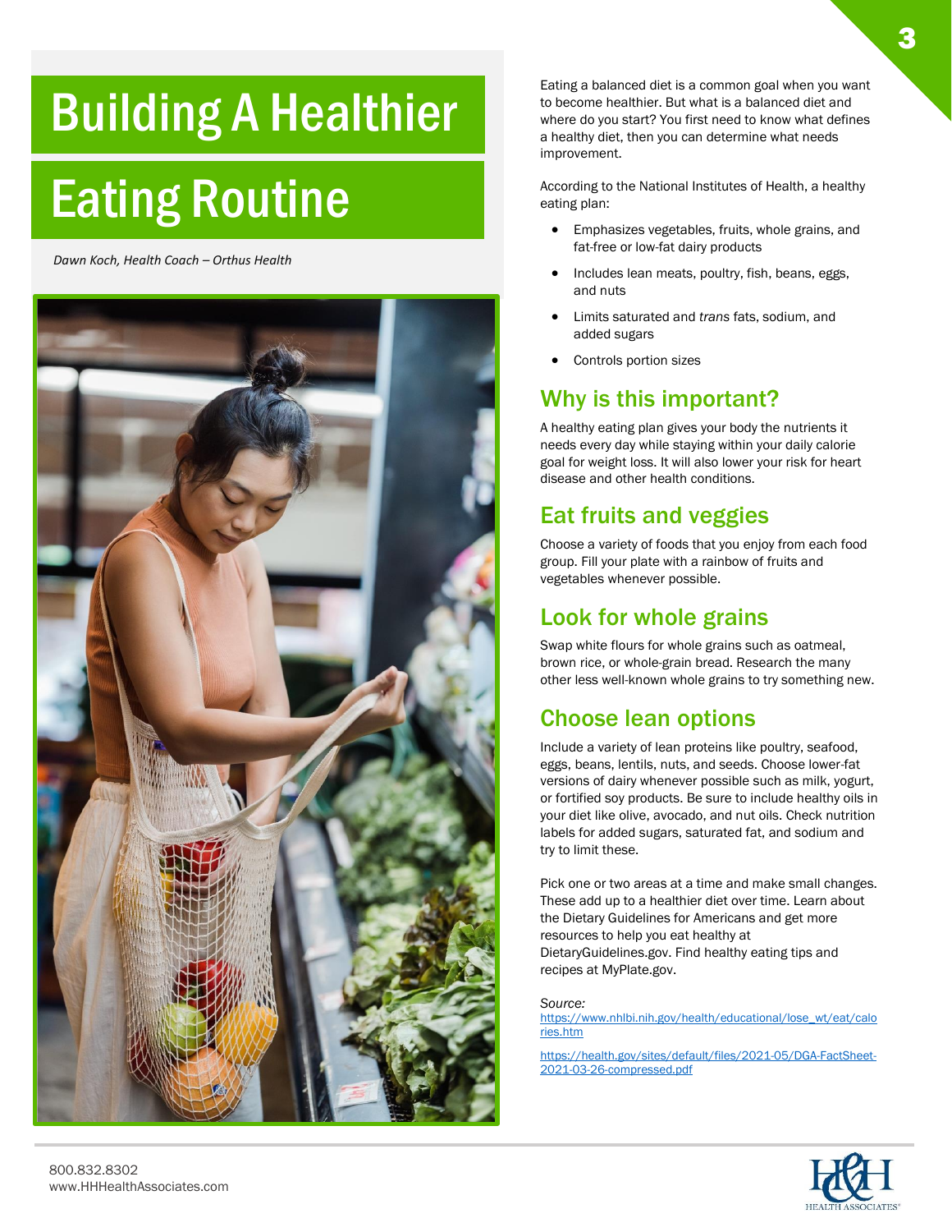# Building A Healthier Eating Routine

*Dawn Koch, Health Coach – Orthus Health*

Eating a balanced diet is a common goal when you want to become healthier. But what is a balanced diet and where do you start? You first need to know what defines a healthy diet, then you can determine what needs improvement.

According to the National Institutes of Health, a healthy eating plan:

- Emphasizes vegetables, fruits, whole grains, and fat-free or low-fat dairy products
- Includes lean meats, poultry, fish, beans, eggs, and nuts
- Limits saturated and *trans* fats, sodium, and added sugars
- Controls portion sizes

## Why is this important?

A healthy eating plan gives your body the nutrients it needs every day while staying within your daily calorie goal for weight loss. It will also lower your risk for heart disease and other health conditions.

## Eat fruits and veggies

Choose a variety of foods that you enjoy from each food group. Fill your plate with a rainbow of fruits and vegetables whenever possible.

## Look for whole grains

Swap white flours for whole grains such as oatmeal, brown rice, or whole-grain bread. Research the many other less well-known whole grains to try something new.

## Choose lean options

Include a variety of lean proteins like poultry, seafood, eggs, beans, lentils, nuts, and seeds. Choose lower-fat versions of dairy whenever possible such as milk, yogurt, or fortified soy products. Be sure to include healthy oils in your diet like olive, avocado, and nut oils. Check nutrition labels for added sugars, saturated fat, and sodium and try to limit these.

Pick one or two areas at a time and make small changes. These add up to a healthier diet over time. Learn about the Dietary Guidelines for Americans and get more resources to help you eat healthy at DietaryGuidelines.gov. Find healthy eating tips and recipes at MyPlate.gov.

*Source:*

https://www.nhlbi.nih.gov/health/educational/lose_wt/eat/calories.htm

https://health.gov/sites/default/files/2021-05/DGA-FactSheet-2021-03-26-compressed.pdf

800.832.8302
www.HHHealthAssociates.com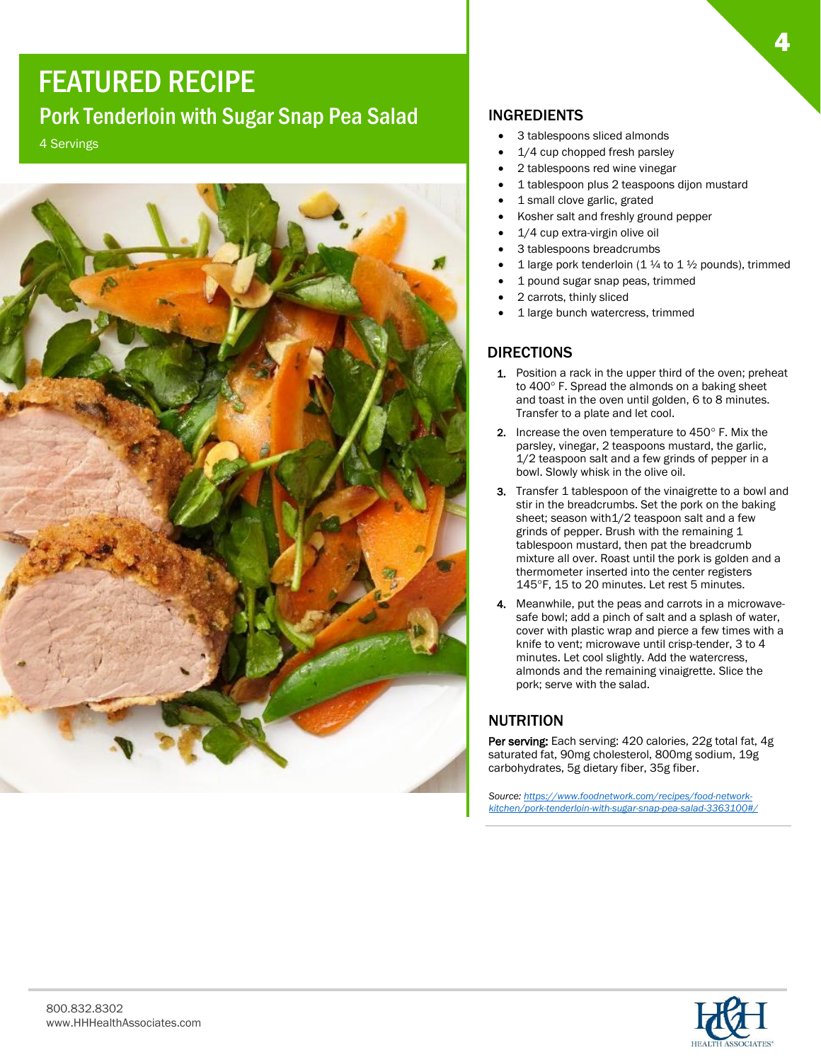# FEATURED RECIPE

## Pork Tenderloin with Sugar Snap Pea Salad

4 Servings

## INGREDIENTS

- 3 tablespoons sliced almonds
- 1/4 cup chopped fresh parsley
- 2 tablespoons red wine vinegar
- 1 tablespoon plus 2 teaspoons dijon mustard
- 1 small clove garlic, grated
- Kosher salt and freshly ground pepper
- 1/4 cup extra-virgin olive oil
- 3 tablespoons breadcrumbs
- 1 large pork tenderloin (1 ¼ to 1 ½ pounds), trimmed
- 1 pound sugar snap peas, trimmed
- 2 carrots, thinly sliced
- 1 large bunch watercress, trimmed

## DIRECTIONS

1. Position a rack in the upper third of the oven; preheat to 400° F. Spread the almonds on a baking sheet and toast in the oven until golden, 6 to 8 minutes. Transfer to a plate and let cool.
2. Increase the oven temperature to 450° F. Mix the parsley, vinegar, 2 teaspoons mustard, the garlic, 1/2 teaspoon salt and a few grinds of pepper in a bowl. Slowly whisk in the olive oil.
3. Transfer 1 tablespoon of the vinaigrette to a bowl and stir in the breadcrumbs. Set the pork on the baking sheet; season with1/2 teaspoon salt and a few grinds of pepper. Brush with the remaining 1 tablespoon mustard, then pat the breadcrumb mixture all over. Roast until the pork is golden and a thermometer inserted into the center registers 145°F, 15 to 20 minutes. Let rest 5 minutes.
4. Meanwhile, put the peas and carrots in a microwave-safe bowl; add a pinch of salt and a splash of water, cover with plastic wrap and pierce a few times with a knife to vent; microwave until crisp-tender, 3 to 4 minutes. Let cool slightly. Add the watercress, almonds and the remaining vinaigrette. Slice the pork; serve with the salad.

## NUTRITION

**Per serving:** Each serving: 420 calories, 22g total fat, 4g saturated fat, 90mg cholesterol, 800mg sodium, 19g carbohydrates, 5g dietary fiber, 35g fiber.

*Source: https://www.foodnetwork.com/recipes/food-network-kitchen/pork-tenderloin-with-sugar-snap-pea-salad-3363100#/*

800.832.8302
www.HHHealthAssociates.com